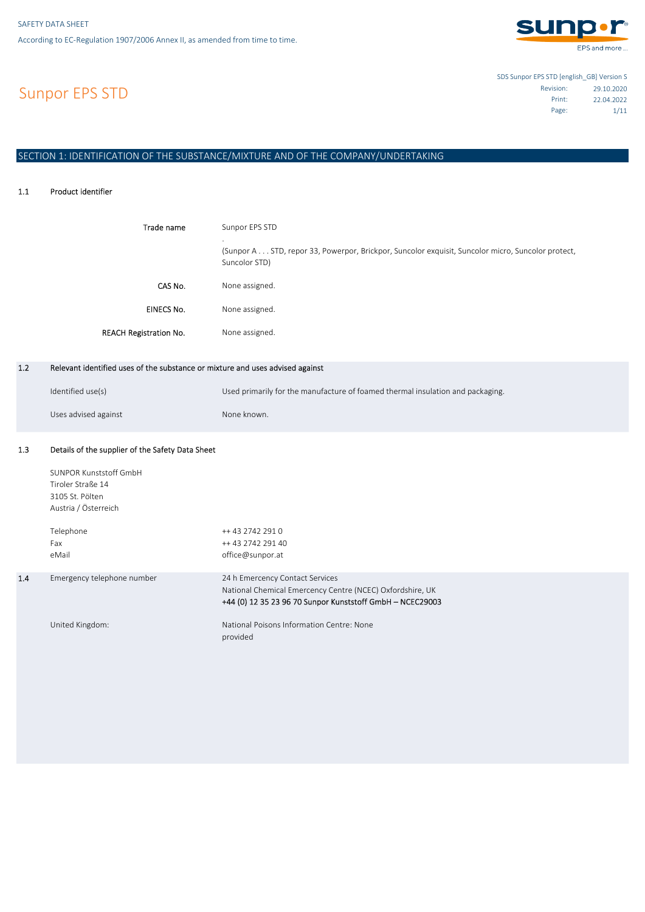SAFETY DATA SHEET

According to EC-Regulation 1907/2006 Annex II, as amended from time to time.

# Sunpor EPS STD

SDS Sunpor EPS STD [english_GB] Version S

| | |
|---|---|
| Revision: | 29.10.2020 |
| Print: | 22.04.2022 |

## SECTION 1: IDENTIFICATION OF THE SUBSTANCE/MIXTURE AND OF THE COMPANY/UNDERTAKING

### 1.1 Product identifier

| | |
|---|---|
| Trade name | Sunpor EPS STD<br>.<br>(Sunpor A . . . STD, repor 33, Powerpor, Brickpor, Suncolor exquisit, Suncolor micro, Suncolor protect, Suncolor STD) |
| CAS No. | None assigned. |
| EINECS No. | None assigned. |
| REACH Registration No. | None assigned. |

### 1.2 Relevant identified uses of the substance or mixture and uses advised against

| | |
|---|---|
| Identified use(s) | Used primarily for the manufacture of foamed thermal insulation and packaging. |
| Uses advised against | None known. |

### 1.3 Details of the supplier of the Safety Data Sheet

SUNPOR Kunststoff GmbH
Tiroler Straße 14
3105 St. Pölten
Austria / Österreich

| | |
|---|---|
| Telephone | ++ 43 2742 291 0 |
| Fax | ++ 43 2742 291 40 |
| eMail | office@sunpor.at |

### 1.4 Emergency telephone number

24 h Emercency Contact Services
National Chemical Emercency Centre (NCEC) Oxfordshire, UK
+44 (0) 12 35 23 96 70 Sunpor Kunststoff GmbH – NCEC29003

United Kingdom: National Poisons Information Centre: None provided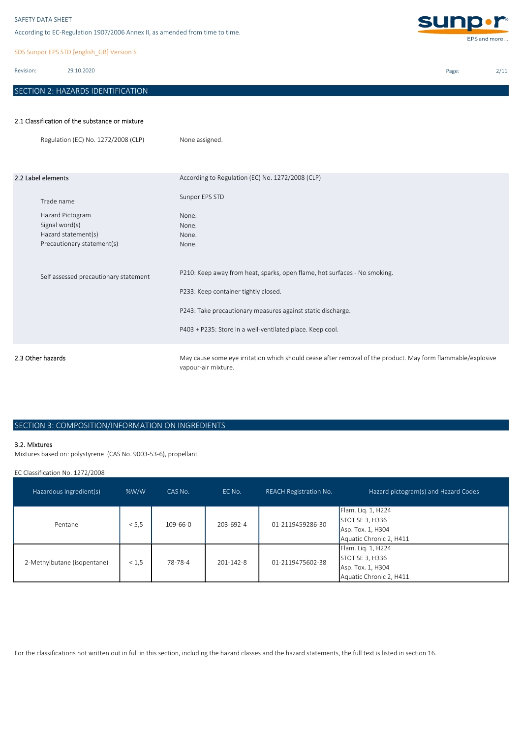## SECTION 2: HAZARDS IDENTIFICATION

### 2.1 Classification of the substance or mixture

Regulation (EC) No. 1272/2008 (CLP) None assigned.

### 2.2 Label elements

According to Regulation (EC) No. 1272/2008 (CLP)

| | |
|---|---|
| Trade name | Sunpor EPS STD |
| Hazard Pictogram | None. |
| Signal word(s) | None. |
| Hazard statement(s) | None. |
| Precautionary statement(s) | None. |
| Self assessed precautionary statement | P210: Keep away from heat, sparks, open flame, hot surfaces - No smoking.<br>P233: Keep container tightly closed.<br>P243: Take precautionary measures against static discharge.<br>P403 + P235: Store in a well-ventilated place. Keep cool. |

### 2.3 Other hazards

May cause some eye irritation which should cease after removal of the product. May form flammable/explosive vapour-air mixture.

## SECTION 3: COMPOSITION/INFORMATION ON INGREDIENTS

### 3.2. Mixtures

Mixtures based on: polystyrene (CAS No. 9003-53-6), propellant

EC Classification No. 1272/2008

| Hazardous ingredient(s) | %W/W | CAS No. | EC No. | REACH Registration No. | Hazard pictogram(s) and Hazard Codes |
|---|---|---|---|---|---|
| Pentane | < 5,5 | 109-66-0 | 203-692-4 | 01-2119459286-30 | Flam. Liq. 1, H224<br>STOT SE 3, H336<br>Asp. Tox. 1, H304<br>Aquatic Chronic 2, H411 |
| 2-Methylbutane (isopentane) | < 1,5 | 78-78-4 | 201-142-8 | 01-2119475602-38 | Flam. Liq. 1, H224<br>STOT SE 3, H336<br>Asp. Tox. 1, H304<br>Aquatic Chronic 2, H411 |

For the classifications not written out in full in this section, including the hazard classes and the hazard statements, the full text is listed in section 16.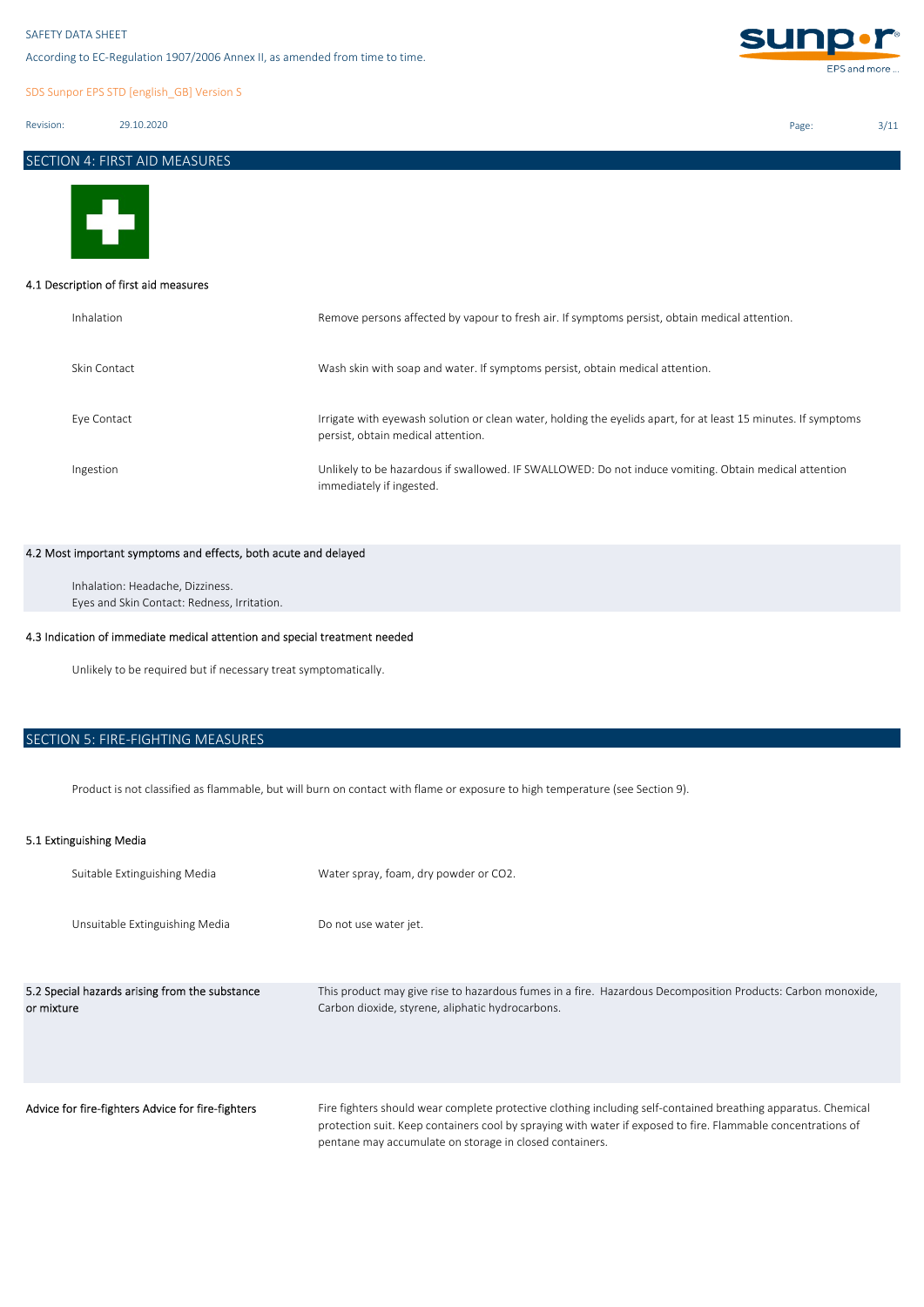## SECTION 4: FIRST AID MEASURES

### 4.1 Description of first aid measures

| | |
|---|---|
| Inhalation | Remove persons affected by vapour to fresh air. If symptoms persist, obtain medical attention. |
| Skin Contact | Wash skin with soap and water. If symptoms persist, obtain medical attention. |
| Eye Contact | Irrigate with eyewash solution or clean water, holding the eyelids apart, for at least 15 minutes. If symptoms persist, obtain medical attention. |
| Ingestion | Unlikely to be hazardous if swallowed. IF SWALLOWED: Do not induce vomiting. Obtain medical attention immediately if ingested. |

### 4.2 Most important symptoms and effects, both acute and delayed

Inhalation: Headache, Dizziness.
Eyes and Skin Contact: Redness, Irritation.

### 4.3 Indication of immediate medical attention and special treatment needed

Unlikely to be required but if necessary treat symptomatically.

## SECTION 5: FIRE-FIGHTING MEASURES

Product is not classified as flammable, but will burn on contact with flame or exposure to high temperature (see Section 9).

### 5.1 Extinguishing Media

| | |
|---|---|
| Suitable Extinguishing Media | Water spray, foam, dry powder or $CO_2$. |
| Unsuitable Extinguishing Media | Do not use water jet. |

| | |
|---|---|
| 5.2 Special hazards arising from the substance or mixture | This product may give rise to hazardous fumes in a fire. Hazardous Decomposition Products: Carbon monoxide, Carbon dioxide, styrene, aliphatic hydrocarbons. |
| Advice for fire-fighters Advice for fire-fighters | Fire fighters should wear complete protective clothing including self-contained breathing apparatus. Chemical protection suit. Keep containers cool by spraying with water if exposed to fire. Flammable concentrations of pentane may accumulate on storage in closed containers. |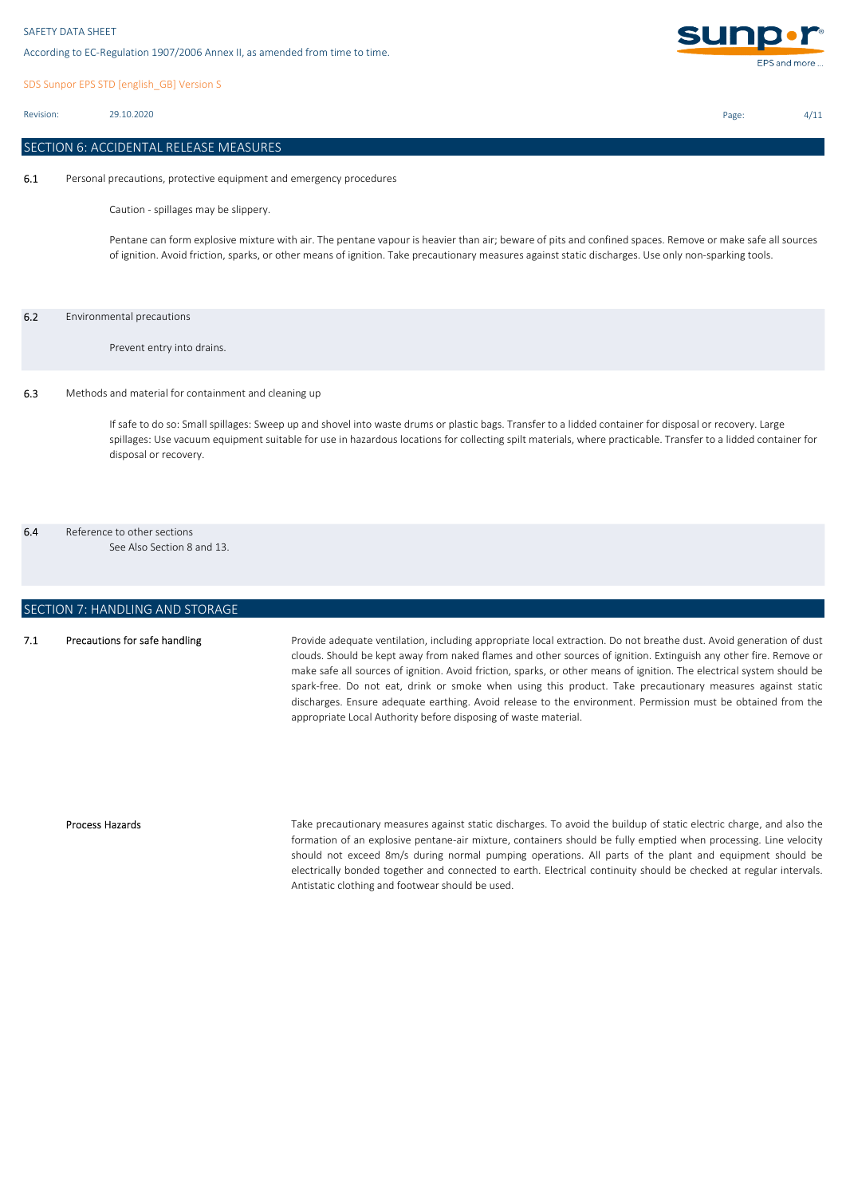## SECTION 6: ACCIDENTAL RELEASE MEASURES

**6.1** Personal precautions, protective equipment and emergency procedures

Caution - spillages may be slippery.

Pentane can form explosive mixture with air. The pentane vapour is heavier than air; beware of pits and confined spaces. Remove or make safe all sources of ignition. Avoid friction, sparks, or other means of ignition. Take precautionary measures against static discharges. Use only non-sparking tools.

**6.2** Environmental precautions

Prevent entry into drains.

**6.3** Methods and material for containment and cleaning up

If safe to do so: Small spillages: Sweep up and shovel into waste drums or plastic bags. Transfer to a lidded container for disposal or recovery. Large spillages: Use vacuum equipment suitable for use in hazardous locations for collecting spilt materials, where practicable. Transfer to a lidded container for disposal or recovery.

**6.4** Reference to other sections

See Also Section 8 and 13.

## SECTION 7: HANDLING AND STORAGE

**7.1 Precautions for safe handling**

Provide adequate ventilation, including appropriate local extraction. Do not breathe dust. Avoid generation of dust clouds. Should be kept away from naked flames and other sources of ignition. Extinguish any other fire. Remove or make safe all sources of ignition. Avoid friction, sparks, or other means of ignition. The electrical system should be spark-free. Do not eat, drink or smoke when using this product. Take precautionary measures against static discharges. Ensure adequate earthing. Avoid release to the environment. Permission must be obtained from the appropriate Local Authority before disposing of waste material.

**Process Hazards**

Take precautionary measures against static discharges. To avoid the buildup of static electric charge, and also the formation of an explosive pentane-air mixture, containers should be fully emptied when processing. Line velocity should not exceed 8m/s during normal pumping operations. All parts of the plant and equipment should be electrically bonded together and connected to earth. Electrical continuity should be checked at regular intervals. Antistatic clothing and footwear should be used.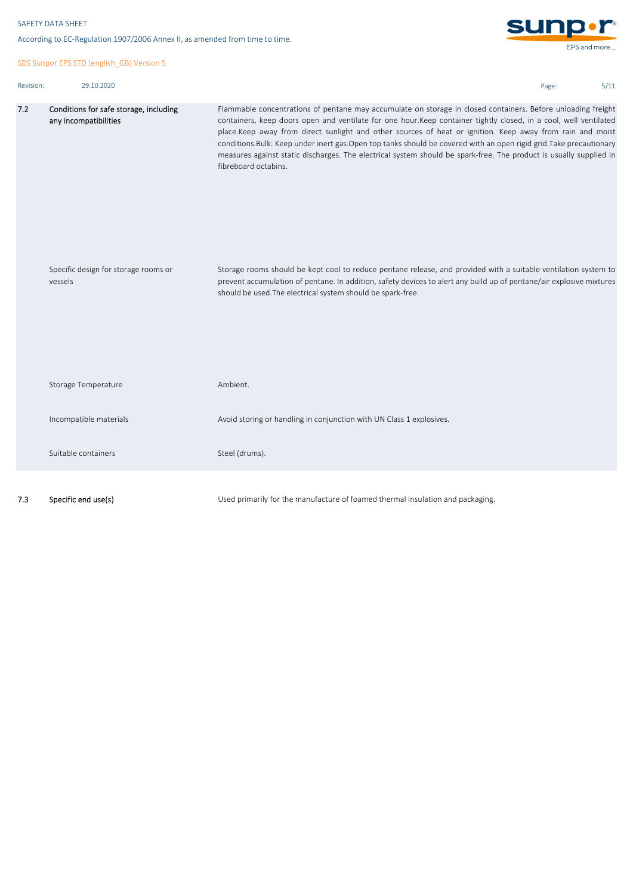| | | |
|---|---|---|
| 7.2 | Conditions for safe storage, including any incompatibilities | Flammable concentrations of pentane may accumulate on storage in closed containers. Before unloading freight containers, keep doors open and ventilate for one hour.Keep container tightly closed, in a cool, well ventilated place.Keep away from direct sunlight and other sources of heat or ignition. Keep away from rain and moist conditions.Bulk: Keep under inert gas.Open top tanks should be covered with an open rigid grid.Take precautionary measures against static discharges. The electrical system should be spark-free. The product is usually supplied in fibreboard octabins. |
| | Specific design for storage rooms or vessels | Storage rooms should be kept cool to reduce pentane release, and provided with a suitable ventilation system to prevent accumulation of pentane. In addition, safety devices to alert any build up of pentane/air explosive mixtures should be used.The electrical system should be spark-free. |
| | Storage Temperature | Ambient. |
| | Incompatible materials | Avoid storing or handling in conjunction with UN Class 1 explosives. |
| | Suitable containers | Steel (drums). |
| 7.3 | **Specific end use(s)** | Used primarily for the manufacture of foamed thermal insulation and packaging. |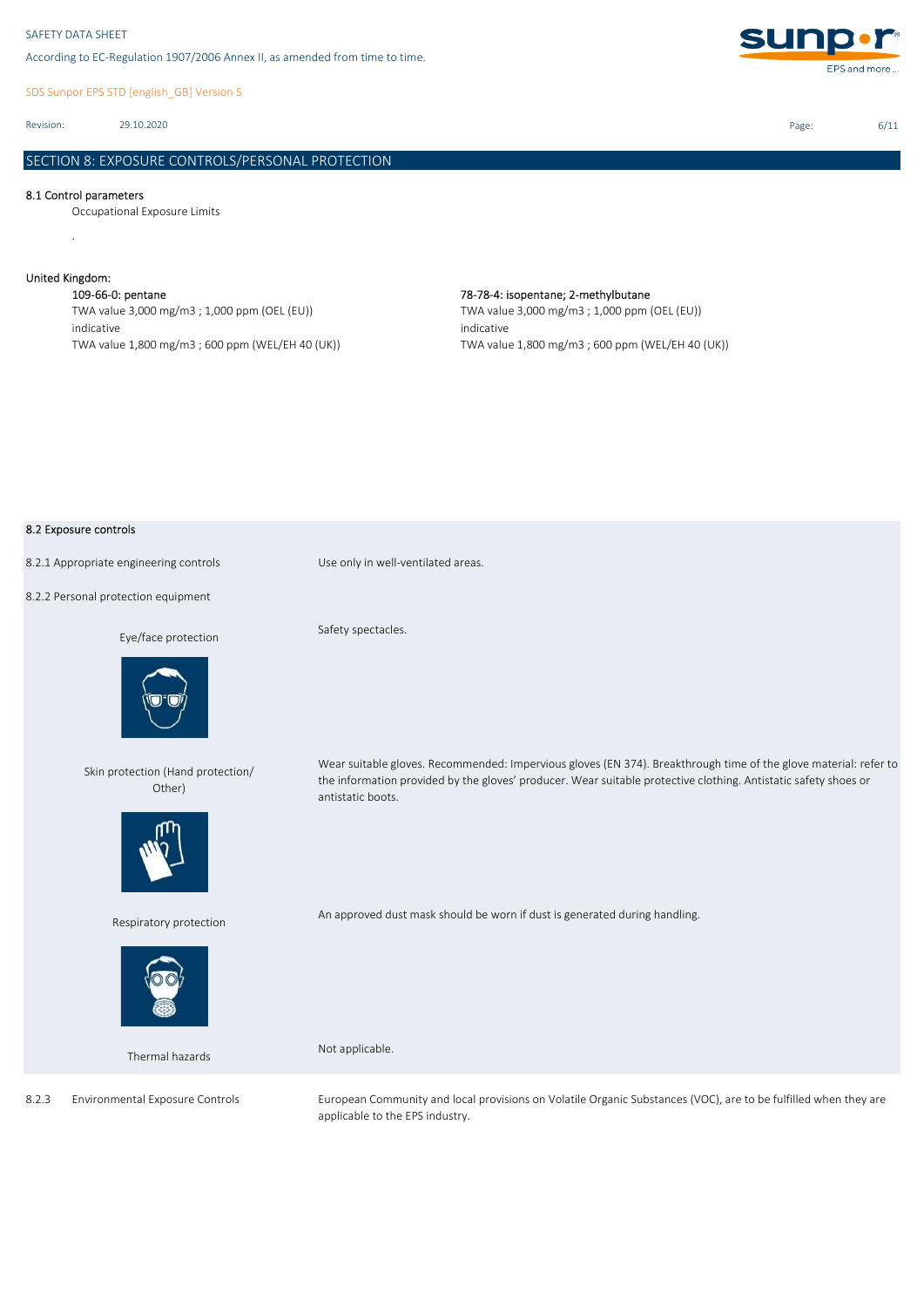## SECTION 8: EXPOSURE CONTROLS/PERSONAL PROTECTION

### 8.1 Control parameters

Occupational Exposure Limits

.

United Kingdom:

**109-66-0: pentane**
TWA value 3,000 mg/m3 ; 1,000 ppm (OEL (EU))
indicative
TWA value 1,800 mg/m3 ; 600 ppm (WEL/EH 40 (UK))

**78-78-4: isopentane; 2-methylbutane**
TWA value 3,000 mg/m3 ; 1,000 ppm (OEL (EU))
indicative
TWA value 1,800 mg/m3 ; 600 ppm (WEL/EH 40 (UK))

### 8.2 Exposure controls

8.2.1 Appropriate engineering controls: Use only in well-ventilated areas.

8.2.2 Personal protection equipment

Eye/face protection: Safety spectacles.

Skin protection (Hand protection/ Other): Wear suitable gloves. Recommended: Impervious gloves (EN 374). Breakthrough time of the glove material: refer to the information provided by the gloves' producer. Wear suitable protective clothing. Antistatic safety shoes or antistatic boots.

Respiratory protection: An approved dust mask should be worn if dust is generated during handling.

Thermal hazards: Not applicable.

8.2.3 Environmental Exposure Controls: European Community and local provisions on Volatile Organic Substances (VOC), are to be fulfilled when they are applicable to the EPS industry.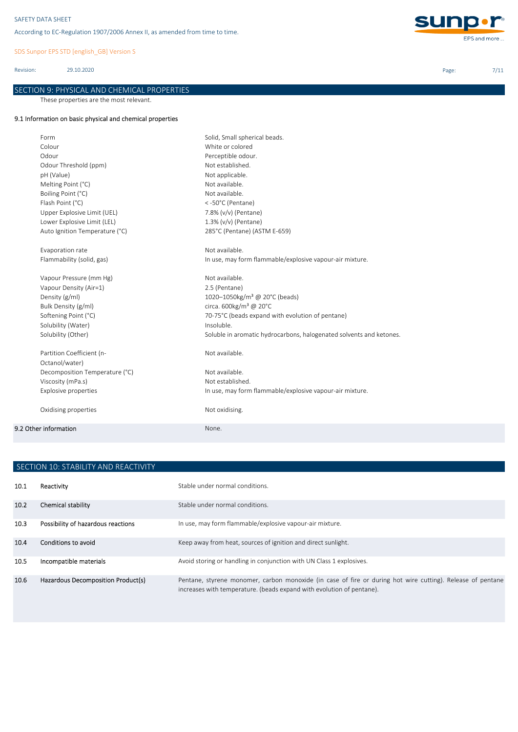## SECTION 9: PHYSICAL AND CHEMICAL PROPERTIES

These properties are the most relevant.

### 9.1 Information on basic physical and chemical properties

| Property | Value |
|---|---|
| Form | Solid, Small spherical beads. |
| Colour | White or colored |
| Odour | Perceptible odour. |
| Odour Threshold (ppm) | Not established. |
| pH (Value) | Not applicable. |
| Melting Point (°C) | Not available. |
| Boiling Point (°C) | Not available. |
| Flash Point (°C) | < -50°C (Pentane) |
| Upper Explosive Limit (UEL) | 7.8% (v/v) (Pentane) |
| Lower Explosive Limit (LEL) | 1.3% (v/v) (Pentane) |
| Auto Ignition Temperature (°C) | 285°C (Pentane) (ASTM E-659) |
| Evaporation rate | Not available. |
| Flammability (solid, gas) | In use, may form flammable/explosive vapour-air mixture. |
| Vapour Pressure (mm Hg) | Not available. |
| Vapour Density (Air=1) | 2.5 (Pentane) |
| Density (g/ml) | 1020–1050kg/m³ @ 20°C (beads) |
| Bulk Density (g/ml) | circa. 600kg/m³ @ 20°C |
| Softening Point (°C) | 70-75°C (beads expand with evolution of pentane) |
| Solubility (Water) | Insoluble. |
| Solubility (Other) | Soluble in aromatic hydrocarbons, halogenated solvents and ketones. |
| Partition Coefficient (n-Octanol/water) | Not available. |
| Decomposition Temperature (°C) | Not available. |
| Viscosity (mPa.s) | Not established. |
| Explosive properties | In use, may form flammable/explosive vapour-air mixture. |
| Oxidising properties | Not oxidising. |

### 9.2 Other information

None.

## SECTION 10: STABILITY AND REACTIVITY

| | | |
|---|---|---|
| 10.1 | Reactivity | Stable under normal conditions. |
| 10.2 | Chemical stability | Stable under normal conditions. |
| 10.3 | Possibility of hazardous reactions | In use, may form flammable/explosive vapour-air mixture. |
| 10.4 | Conditions to avoid | Keep away from heat, sources of ignition and direct sunlight. |
| 10.5 | Incompatible materials | Avoid storing or handling in conjunction with UN Class 1 explosives. |
| 10.6 | Hazardous Decomposition Product(s) | Pentane, styrene monomer, carbon monoxide (in case of fire or during hot wire cutting). Release of pentane increases with temperature. (beads expand with evolution of pentane). |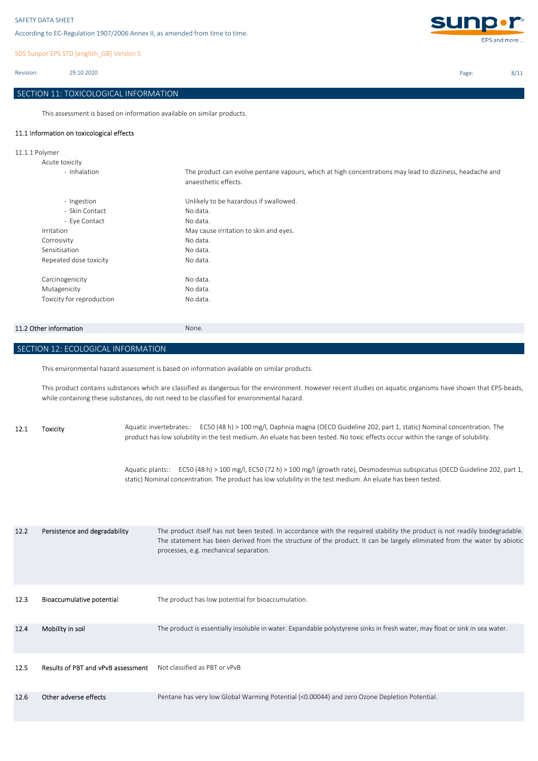## SECTION 11: TOXICOLOGICAL INFORMATION

This assessment is based on information available on similar products.

### 11.1 Information on toxicological effects

11.1.1 Polymer

| | |
|---|---|
| Acute toxicity | |
| - Inhalation | The product can evolve pentane vapours, which at high concentrations may lead to dizziness, headache and anaesthetic effects. |
| - Ingestion | Unlikely to be hazardous if swallowed. |
| - Skin Contact | No data. |
| - Eye Contact | No data. |
| Irritation | May cause irritation to skin and eyes. |
| Corrosivity | No data. |
| Sensitisation | No data. |
| Repeated dose toxicity | No data. |
| Carcinogenicity | No data. |
| Mutagenicity | No data. |
| Toxicity for reproduction | No data. |

### 11.2 Other information

None.

## SECTION 12: ECOLOGICAL INFORMATION

This environmental hazard assessment is based on information available on similar products.

This product contains substances which are classified as dangerous for the environment. However recent studies on aquatic organisms have shown that EPS-beads, while containing these substances, do not need to be classified for environmental hazard.

| | | |
|---|---|---|
| 12.1 | Toxicity | Aquatic invertebrates:: EC50 (48 h) > 100 mg/l, Daphnia magna (OECD Guideline 202, part 1, static) Nominal concentration. The product has low solubility in the test medium. An eluate has been tested. No toxic effects occur within the range of solubility.<br><br>Aquatic plants:: EC50 (48 h) > 100 mg/l, EC50 (72 h) > 100 mg/l (growth rate), Desmodesmus subspicatus (OECD Guideline 202, part 1, static) Nominal concentration. The product has low solubility in the test medium. An eluate has been tested. |
| 12.2 | Persistence and degradability | The product itself has not been tested. In accordance with the required stability the product is not readily biodegradable. The statement has been derived from the structure of the product. It can be largely eliminated from the water by abiotic processes, e.g. mechanical separation. |
| 12.3 | Bioaccumulative potential | The product has low potential for bioaccumulation. |
| 12.4 | Mobility in soil | The product is essentially insoluble in water. Expandable polystyrene sinks in fresh water, may float or sink in sea water. |
| 12.5 | Results of PBT and vPvB assessment | Not classified as PBT or vPvB |
| 12.6 | Other adverse effects | Pentane has very low Global Warming Potential (<0.00044) and zero Ozone Depletion Potential. |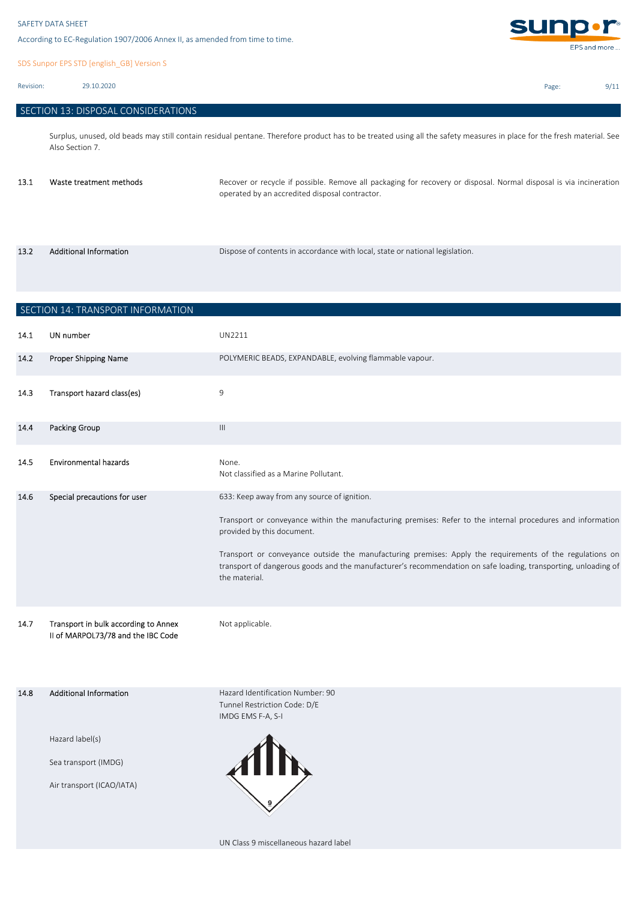## SECTION 13: DISPOSAL CONSIDERATIONS

Surplus, unused, old beads may still contain residual pentane. Therefore product has to be treated using all the safety measures in place for the fresh material. See Also Section 7.

| | | |
|---|---|---|
| 13.1 | Waste treatment methods | Recover or recycle if possible. Remove all packaging for recovery or disposal. Normal disposal is via incineration operated by an accredited disposal contractor. |
| 13.2 | Additional Information | Dispose of contents in accordance with local, state or national legislation. |

## SECTION 14: TRANSPORT INFORMATION

| | | |
|---|---|---|
| 14.1 | UN number | UN2211 |
| 14.2 | Proper Shipping Name | POLYMERIC BEADS, EXPANDABLE, evolving flammable vapour. |
| 14.3 | Transport hazard class(es) | 9 |
| 14.4 | Packing Group | III |
| 14.5 | Environmental hazards | None.<br>Not classified as a Marine Pollutant. |
| 14.6 | Special precautions for user | 633: Keep away from any source of ignition.<br><br>Transport or conveyance within the manufacturing premises: Refer to the internal procedures and information provided by this document.<br><br>Transport or conveyance outside the manufacturing premises: Apply the requirements of the regulations on transport of dangerous goods and the manufacturer's recommendation on safe loading, transporting, unloading of the material. |
| 14.7 | Transport in bulk according to Annex II of MARPOL73/78 and the IBC Code | Not applicable. |
| 14.8 | Additional Information | Hazard Identification Number: 90<br>Tunnel Restriction Code: D/E<br>IMDG EMS F-A, S-I |
| | Hazard label(s)<br>Sea transport (IMDG)<br>Air transport (ICAO/IATA) | UN Class 9 miscellaneous hazard label |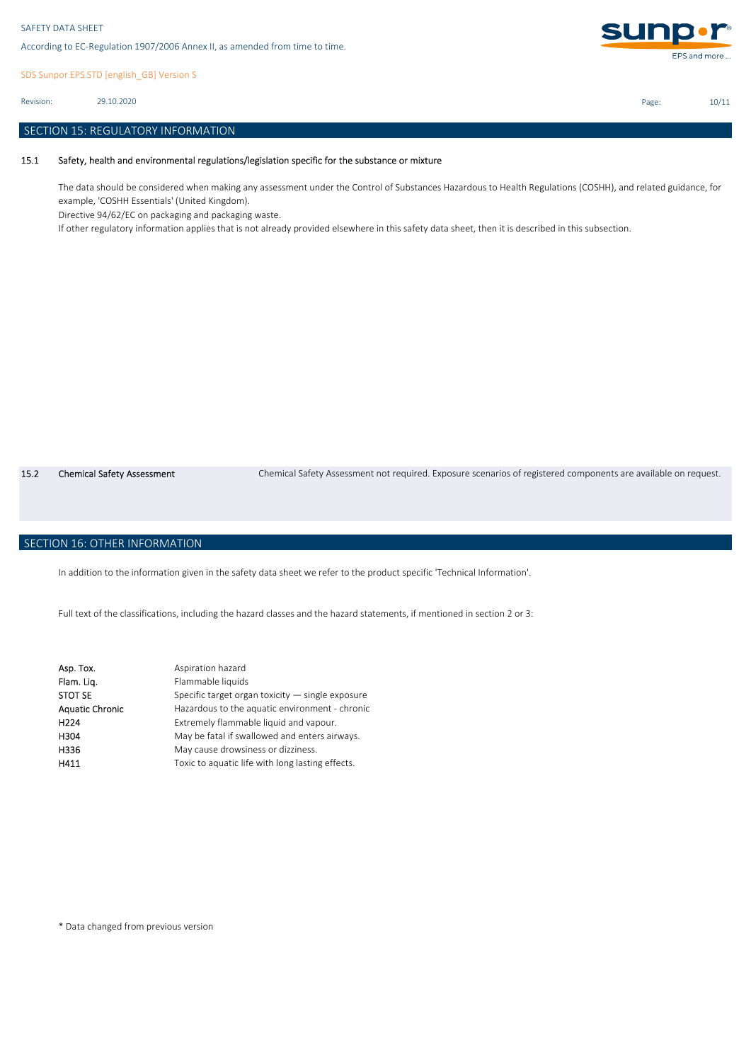## SECTION 15: REGULATORY INFORMATION

### 15.1 Safety, health and environmental regulations/legislation specific for the substance or mixture

The data should be considered when making any assessment under the Control of Substances Hazardous to Health Regulations (COSHH), and related guidance, for example, 'COSHH Essentials' (United Kingdom).

Directive 94/62/EC on packaging and packaging waste.

If other regulatory information applies that is not already provided elsewhere in this safety data sheet, then it is described in this subsection.

### 15.2 Chemical Safety Assessment

Chemical Safety Assessment not required. Exposure scenarios of registered components are available on request.

## SECTION 16: OTHER INFORMATION

In addition to the information given in the safety data sheet we refer to the product specific 'Technical Information'.

Full text of the classifications, including the hazard classes and the hazard statements, if mentioned in section 2 or 3:

| | |
|---|---|
| Asp. Tox. | Aspiration hazard |
| Flam. Liq. | Flammable liquids |
| STOT SE | Specific target organ toxicity — single exposure |
| Aquatic Chronic | Hazardous to the aquatic environment - chronic |
| H224 | Extremely flammable liquid and vapour. |
| H304 | May be fatal if swallowed and enters airways. |
| H336 | May cause drowsiness or dizziness. |
| H411 | Toxic to aquatic life with long lasting effects. |

* Data changed from previous version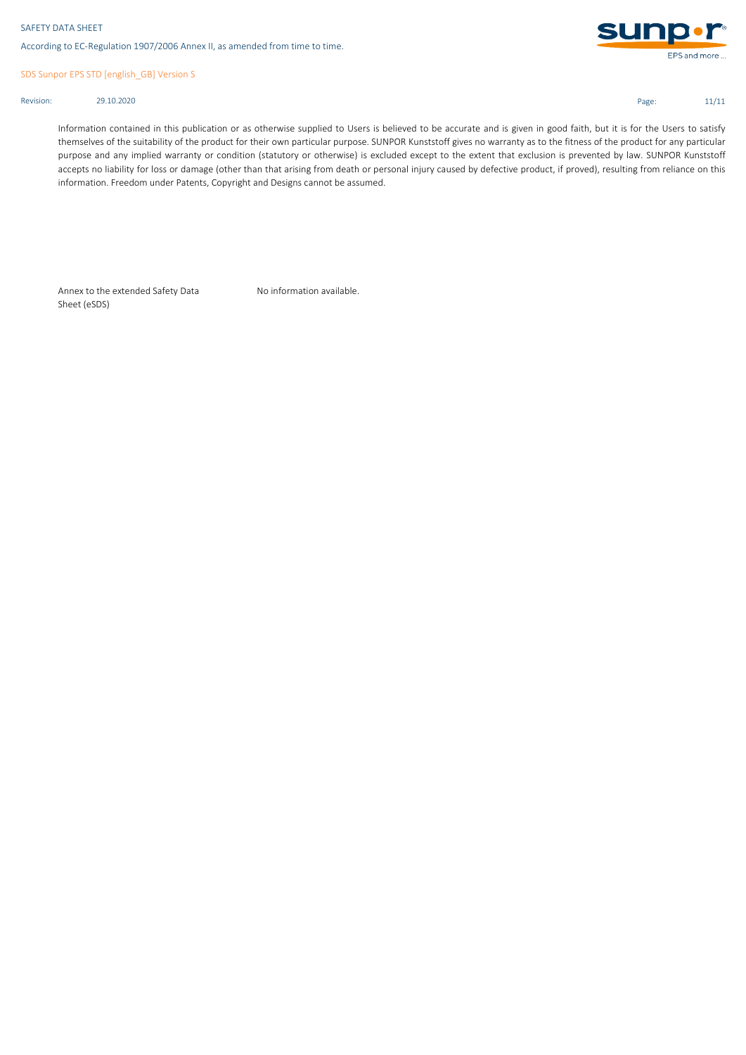Information contained in this publication or as otherwise supplied to Users is believed to be accurate and is given in good faith, but it is for the Users to satisfy themselves of the suitability of the product for their own particular purpose. SUNPOR Kunststoff gives no warranty as to the fitness of the product for any particular purpose and any implied warranty or condition (statutory or otherwise) is excluded except to the extent that exclusion is prevented by law. SUNPOR Kunststoff accepts no liability for loss or damage (other than that arising from death or personal injury caused by defective product, if proved), resulting from reliance on this information. Freedom under Patents, Copyright and Designs cannot be assumed.

| | |
|---|---|
| Annex to the extended Safety Data Sheet (eSDS) | No information available. |